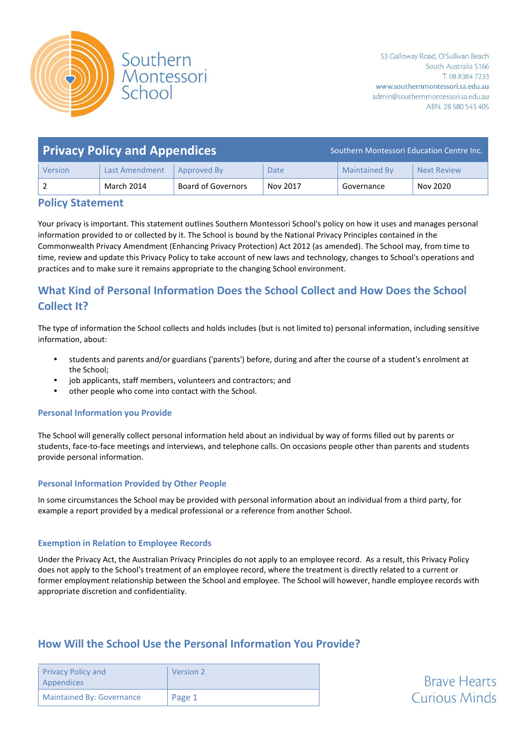Southern Montessori School

53 Galloway Road, O'Sullivan Beach
South Australia 5166
T. 08 8384 7233
www.southernmontessori.sa.edu.au
admin@southernmontessori.sa.edu.au
ABN. 28 580 543 405

# Privacy Policy and Appendices

Southern Montessori Education Centre Inc.

| Version | Last Amendment | Approved By | Date | Maintained By | Next Review |
|---|---|---|---|---|---|
| 2 | March 2014 | Board of Governors | Nov 2017 | Governance | Nov 2020 |

## Policy Statement

Your privacy is important. This statement outlines Southern Montessori School's policy on how it uses and manages personal information provided to or collected by it. The School is bound by the National Privacy Principles contained in the Commonwealth Privacy Amendment (Enhancing Privacy Protection) Act 2012 (as amended). The School may, from time to time, review and update this Privacy Policy to take account of new laws and technology, changes to School's operations and practices and to make sure it remains appropriate to the changing School environment.

## What Kind of Personal Information Does the School Collect and How Does the School Collect It?

The type of information the School collects and holds includes (but is not limited to) personal information, including sensitive information, about:

- students and parents and/or guardians ('parents') before, during and after the course of a student's enrolment at the School;
- job applicants, staff members, volunteers and contractors; and
- other people who come into contact with the School.

### Personal Information you Provide

The School will generally collect personal information held about an individual by way of forms filled out by parents or students, face-to-face meetings and interviews, and telephone calls. On occasions people other than parents and students provide personal information.

### Personal Information Provided by Other People

In some circumstances the School may be provided with personal information about an individual from a third party, for example a report provided by a medical professional or a reference from another School.

### Exemption in Relation to Employee Records

Under the Privacy Act, the Australian Privacy Principles do not apply to an employee record. As a result, this Privacy Policy does not apply to the School's treatment of an employee record, where the treatment is directly related to a current or former employment relationship between the School and employee. The School will however, handle employee records with appropriate discretion and confidentiality.

## How Will the School Use the Personal Information You Provide?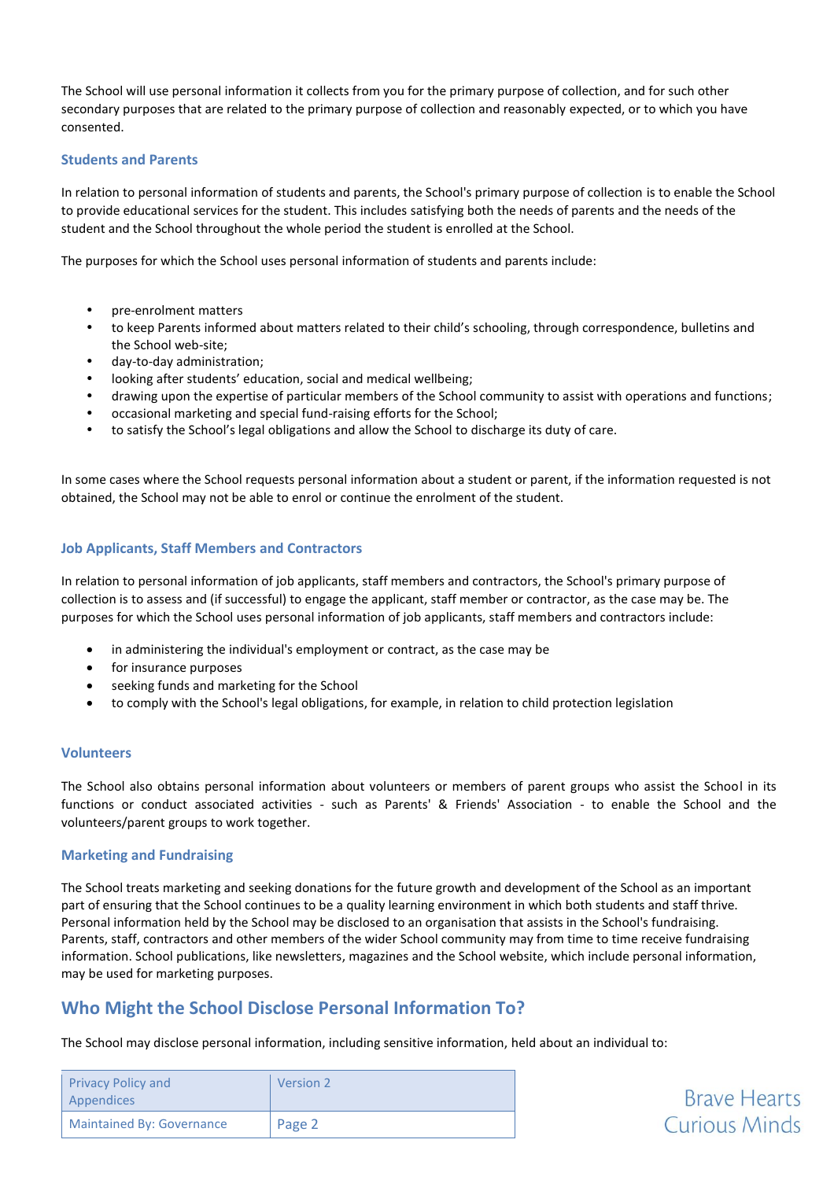The School will use personal information it collects from you for the primary purpose of collection, and for such other secondary purposes that are related to the primary purpose of collection and reasonably expected, or to which you have consented.

### Students and Parents

In relation to personal information of students and parents, the School's primary purpose of collection is to enable the School to provide educational services for the student. This includes satisfying both the needs of parents and the needs of the student and the School throughout the whole period the student is enrolled at the School.

The purposes for which the School uses personal information of students and parents include:

- pre-enrolment matters
- to keep Parents informed about matters related to their child's schooling, through correspondence, bulletins and the School web-site;
- day-to-day administration;
- looking after students' education, social and medical wellbeing;
- drawing upon the expertise of particular members of the School community to assist with operations and functions;
- occasional marketing and special fund-raising efforts for the School;
- to satisfy the School's legal obligations and allow the School to discharge its duty of care.

In some cases where the School requests personal information about a student or parent, if the information requested is not obtained, the School may not be able to enrol or continue the enrolment of the student.

### Job Applicants, Staff Members and Contractors

In relation to personal information of job applicants, staff members and contractors, the School's primary purpose of collection is to assess and (if successful) to engage the applicant, staff member or contractor, as the case may be. The purposes for which the School uses personal information of job applicants, staff members and contractors include:

- in administering the individual's employment or contract, as the case may be
- for insurance purposes
- seeking funds and marketing for the School
- to comply with the School's legal obligations, for example, in relation to child protection legislation

### Volunteers

The School also obtains personal information about volunteers or members of parent groups who assist the School in its functions or conduct associated activities - such as Parents' & Friends' Association - to enable the School and the volunteers/parent groups to work together.

### Marketing and Fundraising

The School treats marketing and seeking donations for the future growth and development of the School as an important part of ensuring that the School continues to be a quality learning environment in which both students and staff thrive. Personal information held by the School may be disclosed to an organisation that assists in the School's fundraising. Parents, staff, contractors and other members of the wider School community may from time to time receive fundraising information. School publications, like newsletters, magazines and the School website, which include personal information, may be used for marketing purposes.

## Who Might the School Disclose Personal Information To?

The School may disclose personal information, including sensitive information, held about an individual to: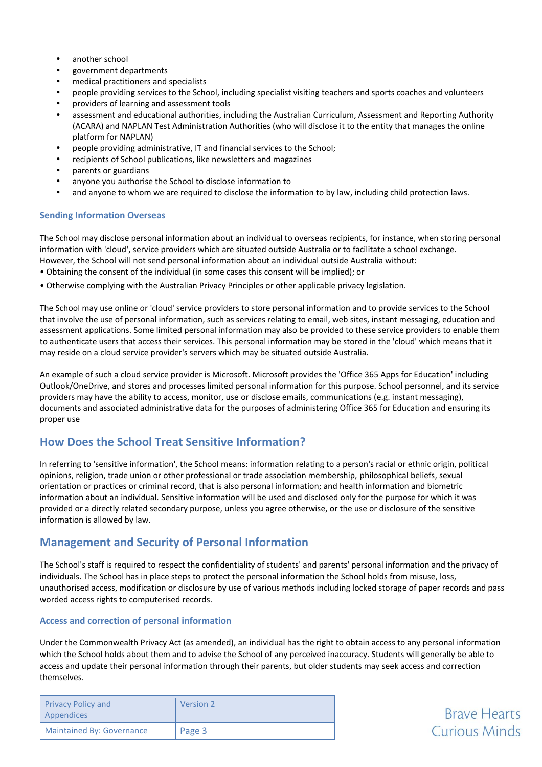- another school
- government departments
- medical practitioners and specialists
- people providing services to the School, including specialist visiting teachers and sports coaches and volunteers
- providers of learning and assessment tools
- assessment and educational authorities, including the Australian Curriculum, Assessment and Reporting Authority (ACARA) and NAPLAN Test Administration Authorities (who will disclose it to the entity that manages the online platform for NAPLAN)
- people providing administrative, IT and financial services to the School;
- recipients of School publications, like newsletters and magazines
- parents or guardians
- anyone you authorise the School to disclose information to
- and anyone to whom we are required to disclose the information to by law, including child protection laws.

### Sending Information Overseas

The School may disclose personal information about an individual to overseas recipients, for instance, when storing personal information with 'cloud', service providers which are situated outside Australia or to facilitate a school exchange. However, the School will not send personal information about an individual outside Australia without:

- Obtaining the consent of the individual (in some cases this consent will be implied); or
- Otherwise complying with the Australian Privacy Principles or other applicable privacy legislation.

The School may use online or 'cloud' service providers to store personal information and to provide services to the School that involve the use of personal information, such as services relating to email, web sites, instant messaging, education and assessment applications. Some limited personal information may also be provided to these service providers to enable them to authenticate users that access their services. This personal information may be stored in the 'cloud' which means that it may reside on a cloud service provider's servers which may be situated outside Australia.

An example of such a cloud service provider is Microsoft. Microsoft provides the 'Office 365 Apps for Education' including Outlook/OneDrive, and stores and processes limited personal information for this purpose. School personnel, and its service providers may have the ability to access, monitor, use or disclose emails, communications (e.g. instant messaging), documents and associated administrative data for the purposes of administering Office 365 for Education and ensuring its proper use

## How Does the School Treat Sensitive Information?

In referring to 'sensitive information', the School means: information relating to a person's racial or ethnic origin, political opinions, religion, trade union or other professional or trade association membership, philosophical beliefs, sexual orientation or practices or criminal record, that is also personal information; and health information and biometric information about an individual. Sensitive information will be used and disclosed only for the purpose for which it was provided or a directly related secondary purpose, unless you agree otherwise, or the use or disclosure of the sensitive information is allowed by law.

## Management and Security of Personal Information

The School's staff is required to respect the confidentiality of students' and parents' personal information and the privacy of individuals. The School has in place steps to protect the personal information the School holds from misuse, loss, unauthorised access, modification or disclosure by use of various methods including locked storage of paper records and pass worded access rights to computerised records.

### Access and correction of personal information

Under the Commonwealth Privacy Act (as amended), an individual has the right to obtain access to any personal information which the School holds about them and to advise the School of any perceived inaccuracy. Students will generally be able to access and update their personal information through their parents, but older students may seek access and correction themselves.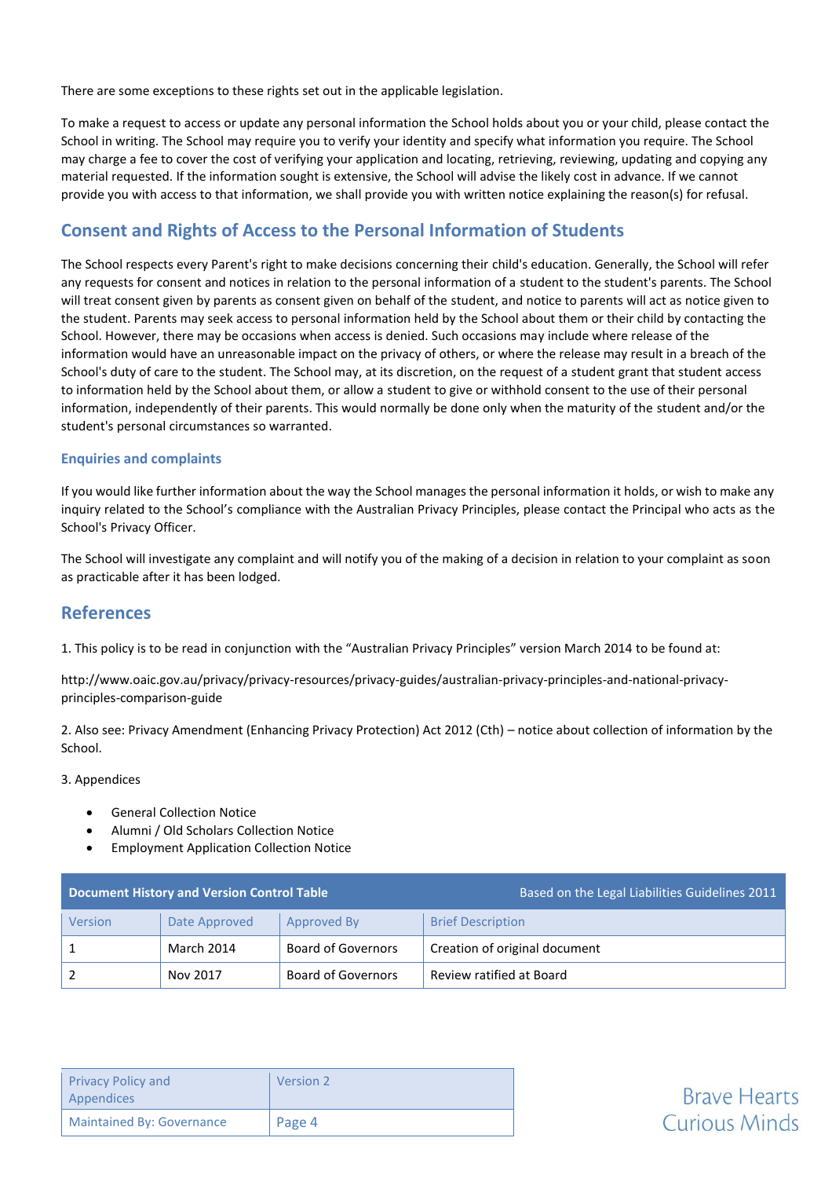There are some exceptions to these rights set out in the applicable legislation.

To make a request to access or update any personal information the School holds about you or your child, please contact the School in writing. The School may require you to verify your identity and specify what information you require. The School may charge a fee to cover the cost of verifying your application and locating, retrieving, reviewing, updating and copying any material requested. If the information sought is extensive, the School will advise the likely cost in advance. If we cannot provide you with access to that information, we shall provide you with written notice explaining the reason(s) for refusal.

## Consent and Rights of Access to the Personal Information of Students

The School respects every Parent's right to make decisions concerning their child's education. Generally, the School will refer any requests for consent and notices in relation to the personal information of a student to the student's parents. The School will treat consent given by parents as consent given on behalf of the student, and notice to parents will act as notice given to the student. Parents may seek access to personal information held by the School about them or their child by contacting the School. However, there may be occasions when access is denied. Such occasions may include where release of the information would have an unreasonable impact on the privacy of others, or where the release may result in a breach of the School's duty of care to the student. The School may, at its discretion, on the request of a student grant that student access to information held by the School about them, or allow a student to give or withhold consent to the use of their personal information, independently of their parents. This would normally be done only when the maturity of the student and/or the student's personal circumstances so warranted.

### Enquiries and complaints

If you would like further information about the way the School manages the personal information it holds, or wish to make any inquiry related to the School's compliance with the Australian Privacy Principles, please contact the Principal who acts as the School's Privacy Officer.

The School will investigate any complaint and will notify you of the making of a decision in relation to your complaint as soon as practicable after it has been lodged.

## References

1. This policy is to be read in conjunction with the "Australian Privacy Principles" version March 2014 to be found at:

http://www.oaic.gov.au/privacy/privacy-resources/privacy-guides/australian-privacy-principles-and-national-privacy-principles-comparison-guide

2. Also see: Privacy Amendment (Enhancing Privacy Protection) Act 2012 (Cth) – notice about collection of information by the School.

3. Appendices

- General Collection Notice
- Alumni / Old Scholars Collection Notice
- Employment Application Collection Notice

| **Document History and Version Control Table** | | | Based on the Legal Liabilities Guidelines 2011 |
|---|---|---|---|
| Version | Date Approved | Approved By | Brief Description |
| 1 | March 2014 | Board of Governors | Creation of original document |
| 2 | Nov 2017 | Board of Governors | Review ratified at Board |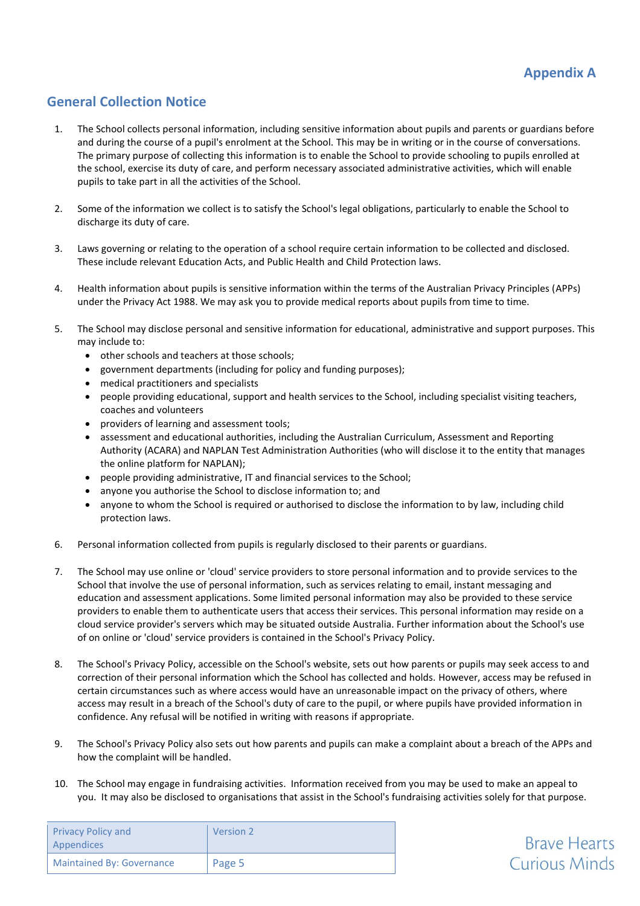# Appendix A

## General Collection Notice

1. The School collects personal information, including sensitive information about pupils and parents or guardians before and during the course of a pupil's enrolment at the School. This may be in writing or in the course of conversations. The primary purpose of collecting this information is to enable the School to provide schooling to pupils enrolled at the school, exercise its duty of care, and perform necessary associated administrative activities, which will enable pupils to take part in all the activities of the School.

2. Some of the information we collect is to satisfy the School's legal obligations, particularly to enable the School to discharge its duty of care.

3. Laws governing or relating to the operation of a school require certain information to be collected and disclosed. These include relevant Education Acts, and Public Health and Child Protection laws.

4. Health information about pupils is sensitive information within the terms of the Australian Privacy Principles (APPs) under the Privacy Act 1988. We may ask you to provide medical reports about pupils from time to time.

5. The School may disclose personal and sensitive information for educational, administrative and support purposes. This may include to:
   - other schools and teachers at those schools;
   - government departments (including for policy and funding purposes);
   - medical practitioners and specialists
   - people providing educational, support and health services to the School, including specialist visiting teachers, coaches and volunteers
   - providers of learning and assessment tools;
   - assessment and educational authorities, including the Australian Curriculum, Assessment and Reporting Authority (ACARA) and NAPLAN Test Administration Authorities (who will disclose it to the entity that manages the online platform for NAPLAN);
   - people providing administrative, IT and financial services to the School;
   - anyone you authorise the School to disclose information to; and
   - anyone to whom the School is required or authorised to disclose the information to by law, including child protection laws.

6. Personal information collected from pupils is regularly disclosed to their parents or guardians.

7. The School may use online or 'cloud' service providers to store personal information and to provide services to the School that involve the use of personal information, such as services relating to email, instant messaging and education and assessment applications. Some limited personal information may also be provided to these service providers to enable them to authenticate users that access their services. This personal information may reside on a cloud service provider's servers which may be situated outside Australia. Further information about the School's use of on online or 'cloud' service providers is contained in the School's Privacy Policy.

8. The School's Privacy Policy, accessible on the School's website, sets out how parents or pupils may seek access to and correction of their personal information which the School has collected and holds. However, access may be refused in certain circumstances such as where access would have an unreasonable impact on the privacy of others, where access may result in a breach of the School's duty of care to the pupil, or where pupils have provided information in confidence. Any refusal will be notified in writing with reasons if appropriate.

9. The School's Privacy Policy also sets out how parents and pupils can make a complaint about a breach of the APPs and how the complaint will be handled.

10. The School may engage in fundraising activities. Information received from you may be used to make an appeal to you. It may also be disclosed to organisations that assist in the School's fundraising activities solely for that purpose.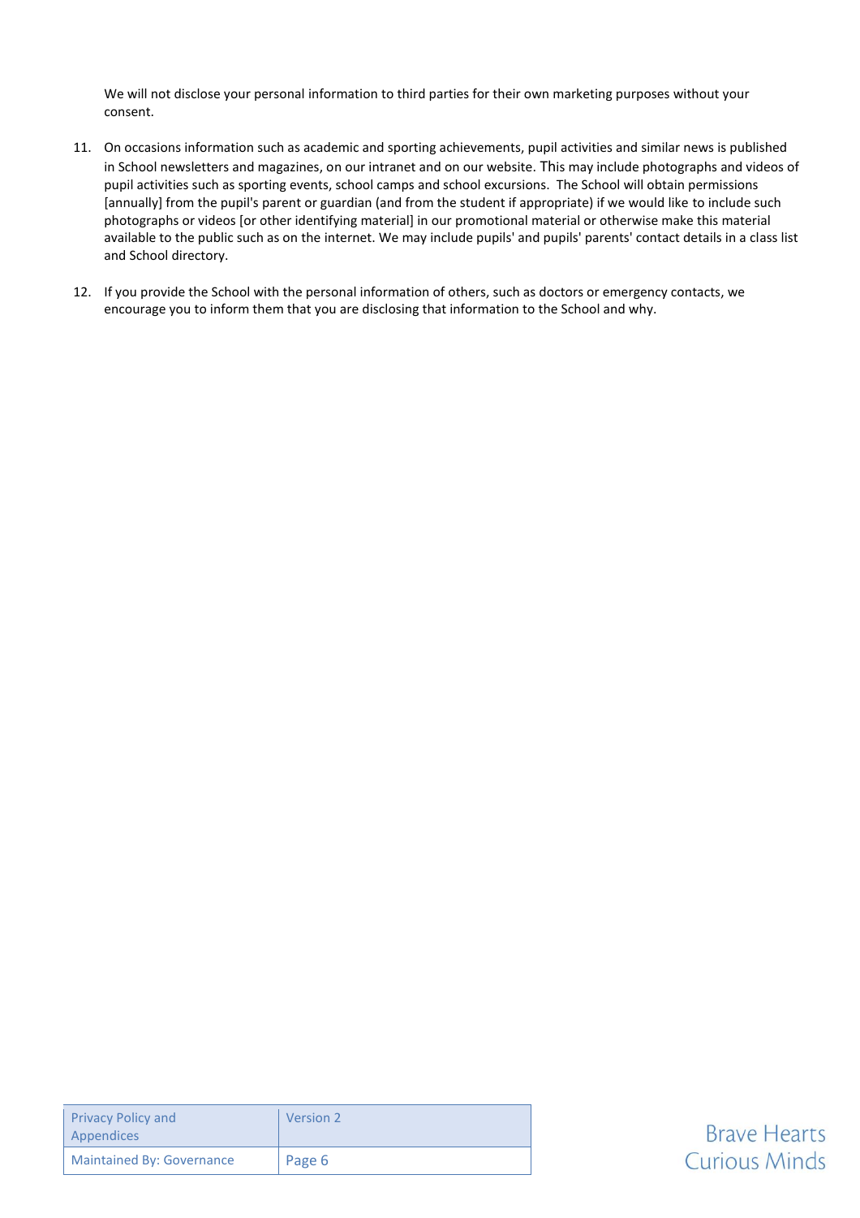We will not disclose your personal information to third parties for their own marketing purposes without your consent.

11. On occasions information such as academic and sporting achievements, pupil activities and similar news is published in School newsletters and magazines, on our intranet and on our website. This may include photographs and videos of pupil activities such as sporting events, school camps and school excursions. The School will obtain permissions [annually] from the pupil's parent or guardian (and from the student if appropriate) if we would like to include such photographs or videos [or other identifying material] in our promotional material or otherwise make this material available to the public such as on the internet. We may include pupils' and pupils' parents' contact details in a class list and School directory.

12. If you provide the School with the personal information of others, such as doctors or emergency contacts, we encourage you to inform them that you are disclosing that information to the School and why.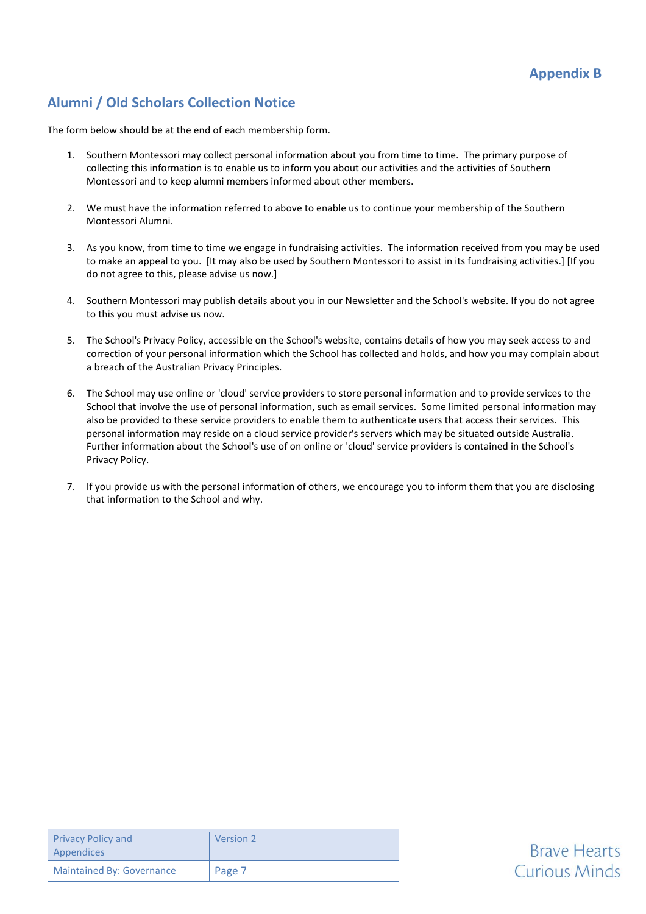Appendix B

## Alumni / Old Scholars Collection Notice

The form below should be at the end of each membership form.

1. Southern Montessori may collect personal information about you from time to time. The primary purpose of collecting this information is to enable us to inform you about our activities and the activities of Southern Montessori and to keep alumni members informed about other members.

2. We must have the information referred to above to enable us to continue your membership of the Southern Montessori Alumni.

3. As you know, from time to time we engage in fundraising activities. The information received from you may be used to make an appeal to you. [It may also be used by Southern Montessori to assist in its fundraising activities.] [If you do not agree to this, please advise us now.]

4. Southern Montessori may publish details about you in our Newsletter and the School's website. If you do not agree to this you must advise us now.

5. The School's Privacy Policy, accessible on the School's website, contains details of how you may seek access to and correction of your personal information which the School has collected and holds, and how you may complain about a breach of the Australian Privacy Principles.

6. The School may use online or 'cloud' service providers to store personal information and to provide services to the School that involve the use of personal information, such as email services. Some limited personal information may also be provided to these service providers to enable them to authenticate users that access their services. This personal information may reside on a cloud service provider's servers which may be situated outside Australia. Further information about the School's use of on online or 'cloud' service providers is contained in the School's Privacy Policy.

7. If you provide us with the personal information of others, we encourage you to inform them that you are disclosing that information to the School and why.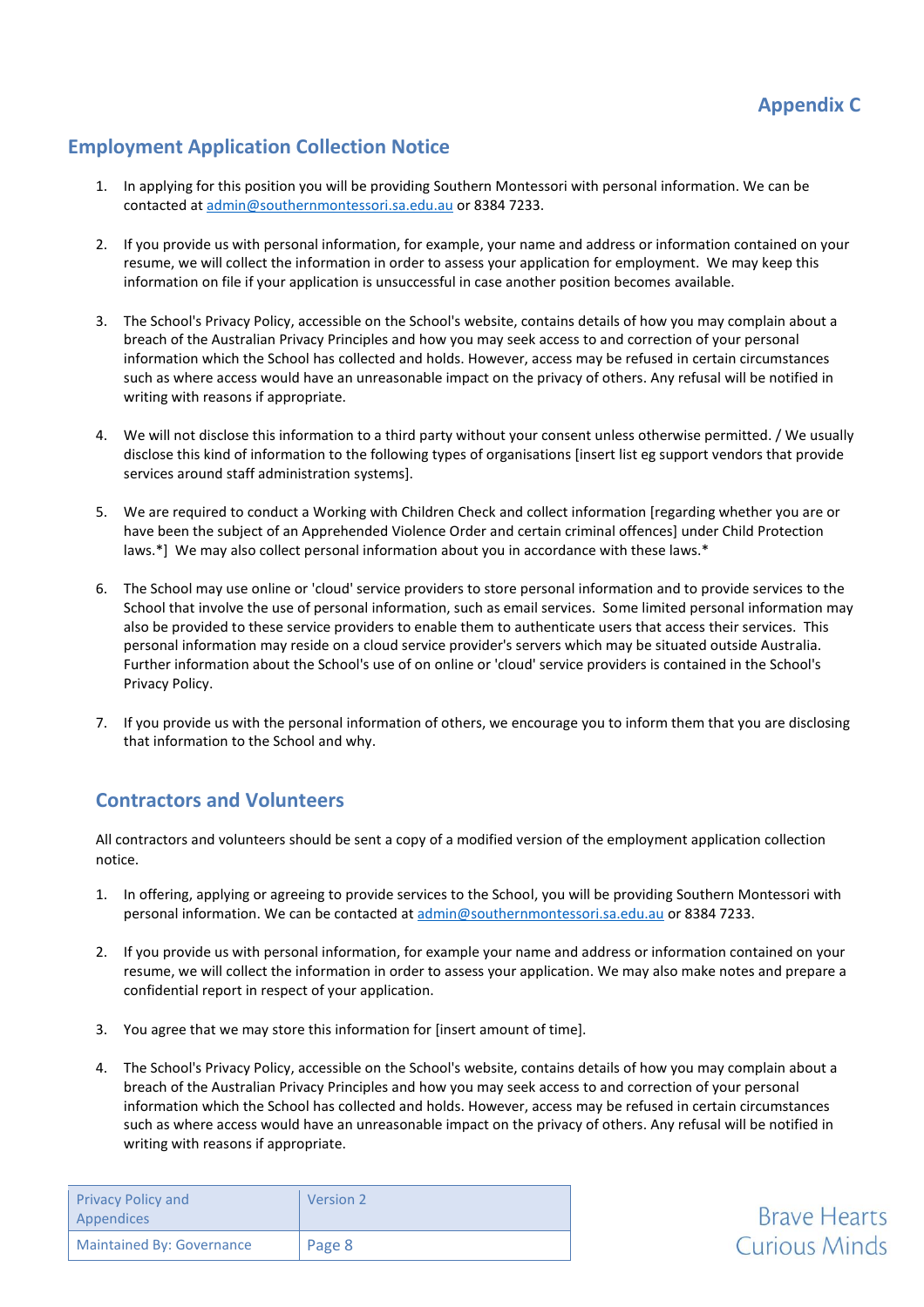## Appendix C

## Employment Application Collection Notice

1. In applying for this position you will be providing Southern Montessori with personal information. We can be contacted at admin@southernmontessori.sa.edu.au or 8384 7233.

2. If you provide us with personal information, for example, your name and address or information contained on your resume, we will collect the information in order to assess your application for employment. We may keep this information on file if your application is unsuccessful in case another position becomes available.

3. The School's Privacy Policy, accessible on the School's website, contains details of how you may complain about a breach of the Australian Privacy Principles and how you may seek access to and correction of your personal information which the School has collected and holds. However, access may be refused in certain circumstances such as where access would have an unreasonable impact on the privacy of others. Any refusal will be notified in writing with reasons if appropriate.

4. We will not disclose this information to a third party without your consent unless otherwise permitted. / We usually disclose this kind of information to the following types of organisations [insert list eg support vendors that provide services around staff administration systems].

5. We are required to conduct a Working with Children Check and collect information [regarding whether you are or have been the subject of an Apprehended Violence Order and certain criminal offences] under Child Protection laws.*] We may also collect personal information about you in accordance with these laws.*

6. The School may use online or 'cloud' service providers to store personal information and to provide services to the School that involve the use of personal information, such as email services. Some limited personal information may also be provided to these service providers to enable them to authenticate users that access their services. This personal information may reside on a cloud service provider's servers which may be situated outside Australia. Further information about the School's use of on online or 'cloud' service providers is contained in the School's Privacy Policy.

7. If you provide us with the personal information of others, we encourage you to inform them that you are disclosing that information to the School and why.

### Contractors and Volunteers

All contractors and volunteers should be sent a copy of a modified version of the employment application collection notice.

1. In offering, applying or agreeing to provide services to the School, you will be providing Southern Montessori with personal information. We can be contacted at admin@southernmontessori.sa.edu.au or 8384 7233.

2. If you provide us with personal information, for example your name and address or information contained on your resume, we will collect the information in order to assess your application. We may also make notes and prepare a confidential report in respect of your application.

3. You agree that we may store this information for [insert amount of time].

4. The School's Privacy Policy, accessible on the School's website, contains details of how you may complain about a breach of the Australian Privacy Principles and how you may seek access to and correction of your personal information which the School has collected and holds. However, access may be refused in certain circumstances such as where access would have an unreasonable impact on the privacy of others. Any refusal will be notified in writing with reasons if appropriate.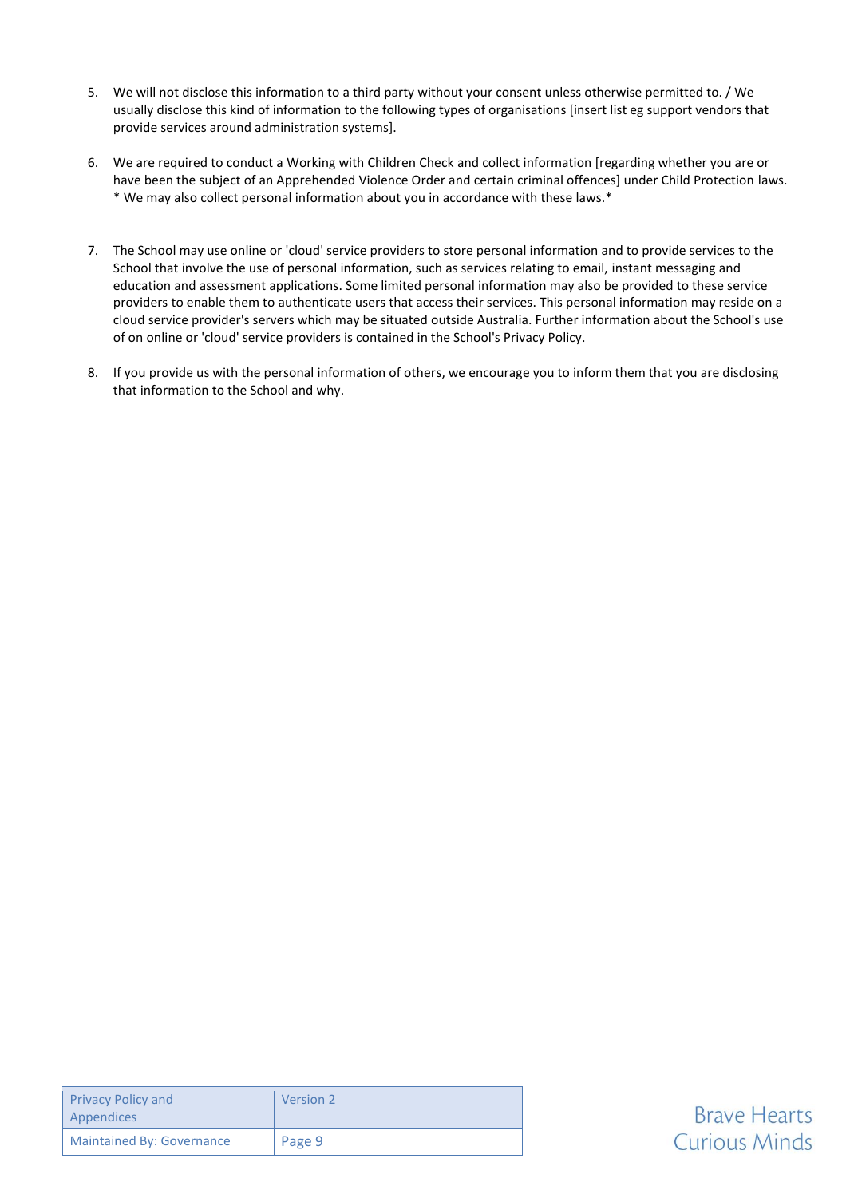5. We will not disclose this information to a third party without your consent unless otherwise permitted to. / We usually disclose this kind of information to the following types of organisations [insert list eg support vendors that provide services around administration systems].

6. We are required to conduct a Working with Children Check and collect information [regarding whether you are or have been the subject of an Apprehended Violence Order and certain criminal offences] under Child Protection laws. * We may also collect personal information about you in accordance with these laws.*

7. The School may use online or 'cloud' service providers to store personal information and to provide services to the School that involve the use of personal information, such as services relating to email, instant messaging and education and assessment applications. Some limited personal information may also be provided to these service providers to enable them to authenticate users that access their services. This personal information may reside on a cloud service provider's servers which may be situated outside Australia. Further information about the School's use of on online or 'cloud' service providers is contained in the School's Privacy Policy.

8. If you provide us with the personal information of others, we encourage you to inform them that you are disclosing that information to the School and why.